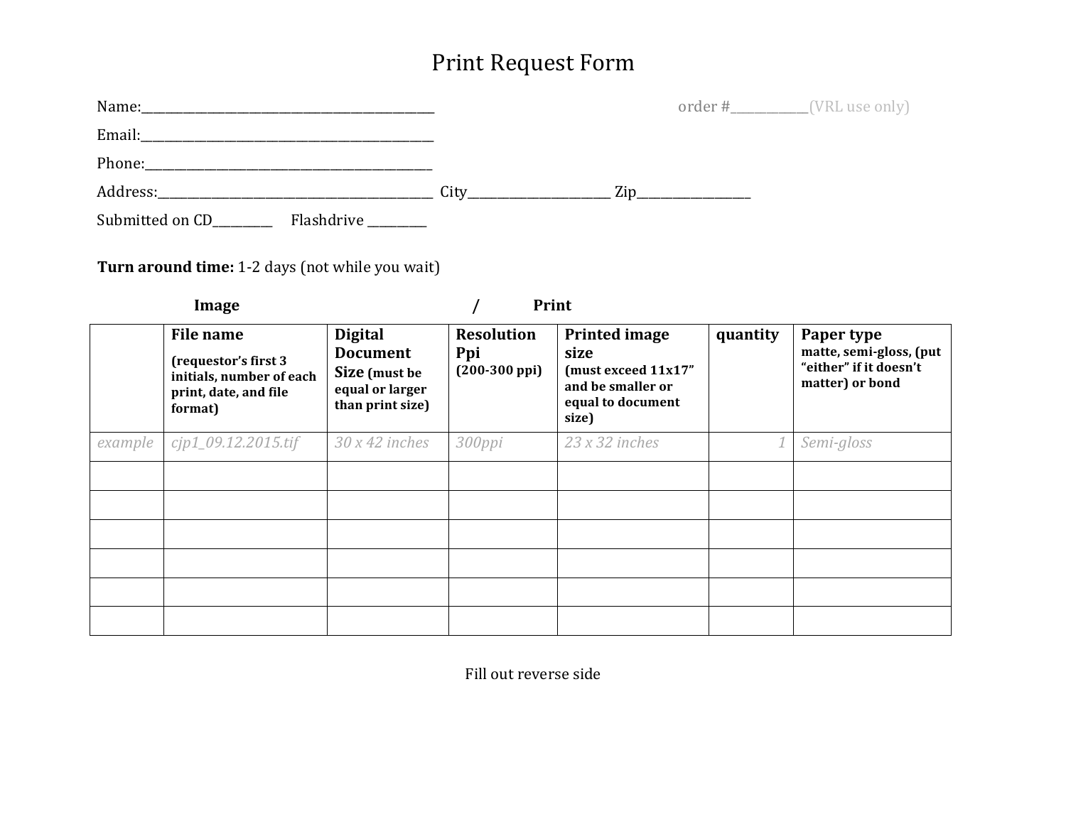# Print Request Form

Name:_______________________________________________ order #___________(VRL use only)

Email:_______________________________________________

Phone:_______________________________________________

Address:_____________________________________________ City_______________________ Zip__________________

Submitted on CD_________ Flashdrive _________

**Turn around time:** 1-2 days (not while you wait)

**Image / Print**

| | **File name** **(requestor's first 3 initials, number of each print, date, and file format)** | **Digital Document Size (must be equal or larger than print size)** | **Resolution Ppi (200-300 ppi)** | **Printed image size (must exceed 11x17" and be smaller or equal to document size)** | **quantity** | **Paper type matte, semi-gloss, (put "either" if it doesn't matter) or bond** |
|---|---|---|---|---|---|---|
| *example* | *cjp1_09.12.2015.tif* | *30 x 42 inches* | *300ppi* | *23 x 32 inches* | *1* | *Semi-gloss* |
| | | | | | | |
| | | | | | | |
| | | | | | | |
| | | | | | | |
| | | | | | | |
| | | | | | | |

Fill out reverse side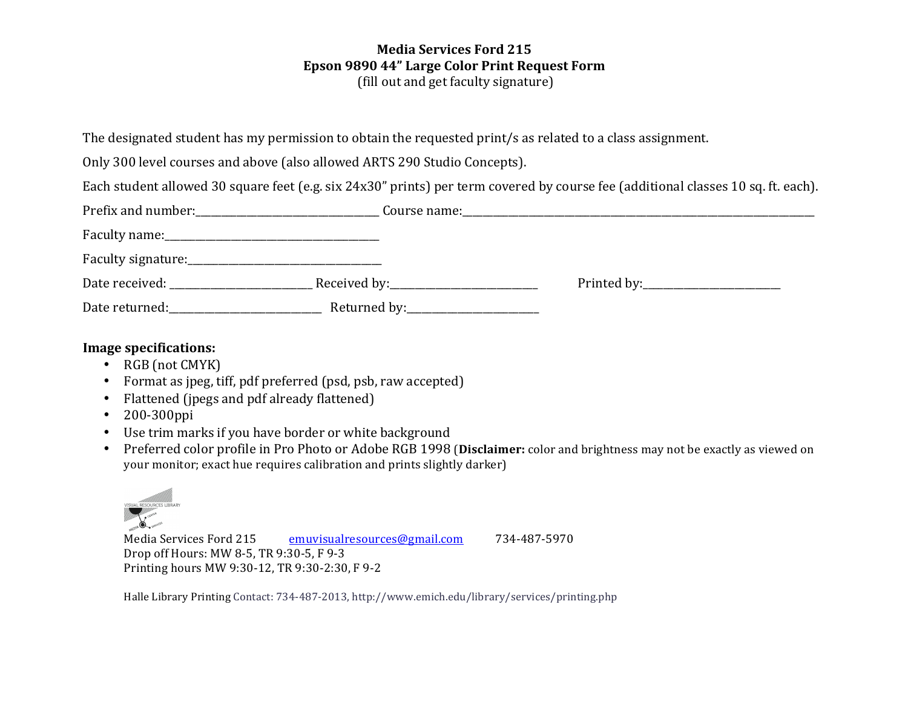**Media Services Ford 215**
**Epson 9890 44" Large Color Print Request Form**
(fill out and get faculty signature)

The designated student has my permission to obtain the requested print/s as related to a class assignment.

Only 300 level courses and above (also allowed ARTS 290 Studio Concepts).

Each student allowed 30 square feet (e.g. six 24x30" prints) per term covered by course fee (additional classes 10 sq. ft. each).

Prefix and number:________________________________ Course name:__________________________________________________________________

Faculty name:____________________________________

Faculty signature:_________________________________

Date received: _________________________ Received by:_________________________ Printed by:_________________________

Date returned:__________________________ Returned by:_______________________

**Image specifications:**

- RGB (not CMYK)
- Format as jpeg, tiff, pdf preferred (psd, psb, raw accepted)
- Flattened (jpegs and pdf already flattened)
- 200-300ppi
- Use trim marks if you have border or white background
- Preferred color profile in Pro Photo or Adobe RGB 1998 (**Disclaimer:** color and brightness may not be exactly as viewed on your monitor; exact hue requires calibration and prints slightly darker)

Media Services Ford 215 emuvisualresources@gmail.com 734-487-5970
Drop off Hours: MW 8-5, TR 9:30-5, F 9-3
Printing hours MW 9:30-12, TR 9:30-2:30, F 9-2

Halle Library Printing Contact: 734-487-2013, http://www.emich.edu/library/services/printing.php